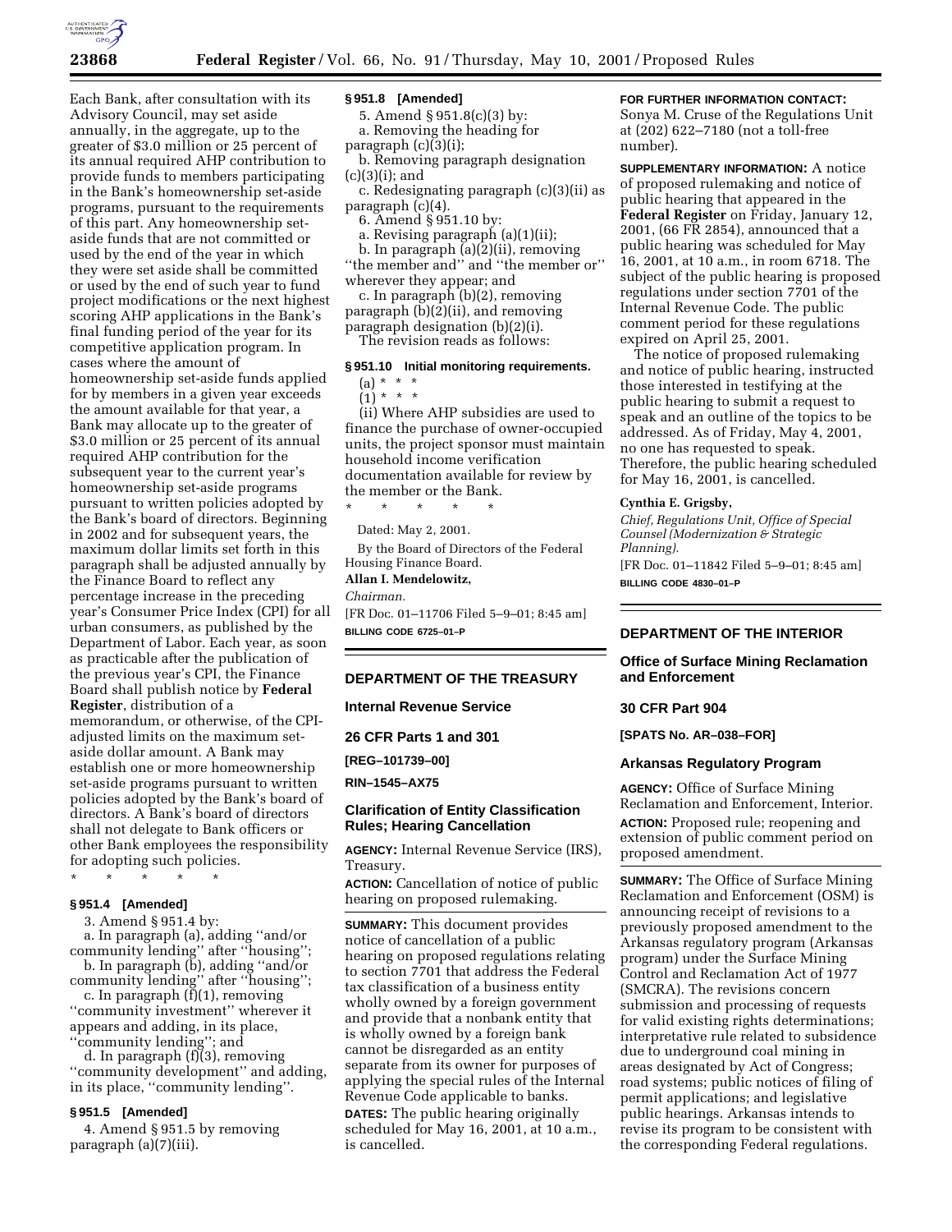Each Bank, after consultation with its Advisory Council, may set aside annually, in the aggregate, up to the greater of $3.0 million or 25 percent of its annual required AHP contribution to provide funds to members participating in the Bank's homeownership set-aside programs, pursuant to the requirements of this part. Any homeownership set-aside funds that are not committed or used by the end of the year in which they were set aside shall be committed or used by the end of such year to fund project modifications or the next highest scoring AHP applications in the Bank's final funding period of the year for its competitive application program. In cases where the amount of homeownership set-aside funds applied for by members in a given year exceeds the amount available for that year, a Bank may allocate up to the greater of $3.0 million or 25 percent of its annual required AHP contribution for the subsequent year to the current year's homeownership set-aside programs pursuant to written policies adopted by the Bank's board of directors. Beginning in 2002 and for subsequent years, the maximum dollar limits set forth in this paragraph shall be adjusted annually by the Finance Board to reflect any percentage increase in the preceding year's Consumer Price Index (CPI) for all urban consumers, as published by the Department of Labor. Each year, as soon as practicable after the publication of the previous year's CPI, the Finance Board shall publish notice by **Federal Register**, distribution of a memorandum, or otherwise, of the CPI-adjusted limits on the maximum set-aside dollar amount. A Bank may establish one or more homeownership set-aside programs pursuant to written policies adopted by the Bank's board of directors. A Bank's board of directors shall not delegate to Bank officers or other Bank employees the responsibility for adopting such policies.

\* \* \* \* \*

### § 951.4 [Amended]

3. Amend § 951.4 by:

a. In paragraph (a), adding ''and/or community lending'' after ''housing'';

b. In paragraph (b), adding ''and/or community lending'' after ''housing'';

c. In paragraph (f)(1), removing ''community investment'' wherever it appears and adding, in its place, ''community lending''; and

d. In paragraph (f)(3), removing ''community development'' and adding, in its place, ''community lending''.

### § 951.5 [Amended]

4. Amend § 951.5 by removing paragraph (a)(7)(iii).

### § 951.8 [Amended]

5. Amend § 951.8(c)(3) by:

a. Removing the heading for paragraph (c)(3)(i);

b. Removing paragraph designation (c)(3)(i); and

c. Redesignating paragraph (c)(3)(ii) as paragraph (c)(4).

6. Amend § 951.10 by:

a. Revising paragraph (a)(1)(ii);

b. In paragraph (a)(2)(ii), removing ''the member and'' and ''the member or'' wherever they appear; and

c. In paragraph (b)(2), removing paragraph (b)(2)(ii), and removing paragraph designation (b)(2)(i).

The revision reads as follows:

### § 951.10 Initial monitoring requirements.

(a) \* \* \*

(1) \* \* \*

(ii) Where AHP subsidies are used to finance the purchase of owner-occupied units, the project sponsor must maintain household income verification documentation available for review by the member or the Bank.

\* \* \* \* \*

Dated: May 2, 2001.

By the Board of Directors of the Federal Housing Finance Board.

**Allan I. Mendelowitz,**

*Chairman.*

[FR Doc. 01–11706 Filed 5–9–01; 8:45 am]

**BILLING CODE 6725–01–P**

## DEPARTMENT OF THE TREASURY

### Internal Revenue Service

### 26 CFR Parts 1 and 301

### [REG–101739–00]

### RIN–1545–AX75

### Clarification of Entity Classification Rules; Hearing Cancellation

**AGENCY:** Internal Revenue Service (IRS), Treasury.

**ACTION:** Cancellation of notice of public hearing on proposed rulemaking.

**SUMMARY:** This document provides notice of cancellation of a public hearing on proposed regulations relating to section 7701 that address the Federal tax classification of a business entity wholly owned by a foreign government and provide that a nonbank entity that is wholly owned by a foreign bank cannot be disregarded as an entity separate from its owner for purposes of applying the special rules of the Internal Revenue Code applicable to banks.

**DATES:** The public hearing originally scheduled for May 16, 2001, at 10 a.m., is cancelled.

**FOR FURTHER INFORMATION CONTACT:** Sonya M. Cruse of the Regulations Unit at (202) 622–7180 (not a toll-free number).

**SUPPLEMENTARY INFORMATION:** A notice of proposed rulemaking and notice of public hearing that appeared in the **Federal Register** on Friday, January 12, 2001, (66 FR 2854), announced that a public hearing was scheduled for May 16, 2001, at 10 a.m., in room 6718. The subject of the public hearing is proposed regulations under section 7701 of the Internal Revenue Code. The public comment period for these regulations expired on April 25, 2001.

The notice of proposed rulemaking and notice of public hearing, instructed those interested in testifying at the public hearing to submit a request to speak and an outline of the topics to be addressed. As of Friday, May 4, 2001, no one has requested to speak. Therefore, the public hearing scheduled for May 16, 2001, is cancelled.

**Cynthia E. Grigsby,**

*Chief, Regulations Unit, Office of Special Counsel (Modernization & Strategic Planning).*

[FR Doc. 01–11842 Filed 5–9–01; 8:45 am]

**BILLING CODE 4830–01–P**

## DEPARTMENT OF THE INTERIOR

### Office of Surface Mining Reclamation and Enforcement

### 30 CFR Part 904

### [SPATS No. AR–038–FOR]

### Arkansas Regulatory Program

**AGENCY:** Office of Surface Mining Reclamation and Enforcement, Interior.

**ACTION:** Proposed rule; reopening and extension of public comment period on proposed amendment.

**SUMMARY:** The Office of Surface Mining Reclamation and Enforcement (OSM) is announcing receipt of revisions to a previously proposed amendment to the Arkansas regulatory program (Arkansas program) under the Surface Mining Control and Reclamation Act of 1977 (SMCRA). The revisions concern submission and processing of requests for valid existing rights determinations; interpretative rule related to subsidence due to underground coal mining in areas designated by Act of Congress; road systems; public notices of filing of permit applications; and legislative public hearings. Arkansas intends to revise its program to be consistent with the corresponding Federal regulations.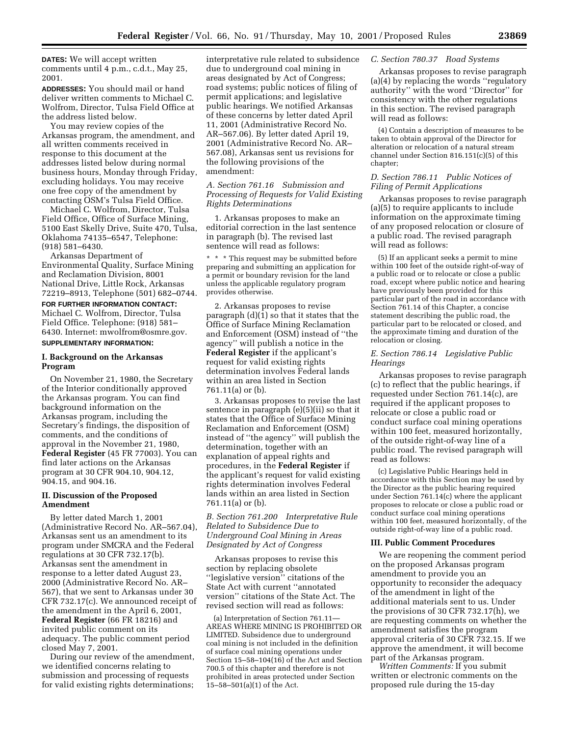**DATES:** We will accept written comments until 4 p.m., c.d.t., May 25, 2001.

**ADDRESSES:** You should mail or hand deliver written comments to Michael C. Wolfrom, Director, Tulsa Field Office at the address listed below.

You may review copies of the Arkansas program, the amendment, and all written comments received in response to this document at the addresses listed below during normal business hours, Monday through Friday, excluding holidays. You may receive one free copy of the amendment by contacting OSM's Tulsa Field Office.

Michael C. Wolfrom, Director, Tulsa Field Office, Office of Surface Mining, 5100 East Skelly Drive, Suite 470, Tulsa, Oklahoma 74135–6547, Telephone: (918) 581–6430.

Arkansas Department of Environmental Quality, Surface Mining and Reclamation Division, 8001 National Drive, Little Rock, Arkansas 72219–8913, Telephone (501) 682–0744.

**FOR FURTHER INFORMATION CONTACT:** Michael C. Wolfrom, Director, Tulsa Field Office. Telephone: (918) 581–6430. Internet: mwolfrom@osmre.gov.

**SUPPLEMENTARY INFORMATION:**

## I. Background on the Arkansas Program

On November 21, 1980, the Secretary of the Interior conditionally approved the Arkansas program. You can find background information on the Arkansas program, including the Secretary's findings, the disposition of comments, and the conditions of approval in the November 21, 1980, **Federal Register** (45 FR 77003). You can find later actions on the Arkansas program at 30 CFR 904.10, 904.12, 904.15, and 904.16.

## II. Discussion of the Proposed Amendment

By letter dated March 1, 2001 (Administrative Record No. AR–567.04), Arkansas sent us an amendment to its program under SMCRA and the Federal regulations at 30 CFR 732.17(b). Arkansas sent the amendment in response to a letter dated August 23, 2000 (Administrative Record No. AR–567), that we sent to Arkansas under 30 CFR 732.17(c). We announced receipt of the amendment in the April 6, 2001, **Federal Register** (66 FR 18216) and invited public comment on its adequacy. The public comment period closed May 7, 2001.

During our review of the amendment, we identified concerns relating to submission and processing of requests for valid existing rights determinations; interpretative rule related to subsidence due to underground coal mining in areas designated by Act of Congress; road systems; public notices of filing of permit applications; and legislative public hearings. We notified Arkansas of these concerns by letter dated April 11, 2001 (Administrative Record No. AR–567.06). By letter dated April 19, 2001 (Administrative Record No. AR–567.08), Arkansas sent us revisions for the following provisions of the amendment:

### *A. Section 761.16 Submission and Processing of Requests for Valid Existing Rights Determinations*

1. Arkansas proposes to make an editorial correction in the last sentence in paragraph (b). The revised last sentence will read as follows:

> * * * This request may be submitted before preparing and submitting an application for a permit or boundary revision for the land unless the applicable regulatory program provides otherwise.

2. Arkansas proposes to revise paragraph (d)(1) so that it states that the Office of Surface Mining Reclamation and Enforcement (OSM) instead of "the agency" will publish a notice in the **Federal Register** if the applicant's request for valid existing rights determination involves Federal lands within an area listed in Section 761.11(a) or (b).

3. Arkansas proposes to revise the last sentence in paragraph (e)(5)(ii) so that it states that the Office of Surface Mining Reclamation and Enforcement (OSM) instead of "the agency" will publish the determination, together with an explanation of appeal rights and procedures, in the **Federal Register** if the applicant's request for valid existing rights determination involves Federal lands within an area listed in Section 761.11(a) or (b).

### *B. Section 761.200 Interpretative Rule Related to Subsidence Due to Underground Coal Mining in Areas Designated by Act of Congress*

Arkansas proposes to revise this section by replacing obsolete "legislative version" citations of the State Act with current "annotated version" citations of the State Act. The revised section will read as follows:

> (a) Interpretation of Section 761.11—AREAS WHERE MINING IS PROHIBITED OR LIMITED. Subsidence due to underground coal mining is not included in the definition of surface coal mining operations under Section 15–58–104(16) of the Act and Section 700.5 of this chapter and therefore is not prohibited in areas protected under Section 15–58–501(a)(1) of the Act.

### *C. Section 780.37 Road Systems*

Arkansas proposes to revise paragraph (a)(4) by replacing the words "regulatory authority" with the word "Director" for consistency with the other regulations in this section. The revised paragraph will read as follows:

> (4) Contain a description of measures to be taken to obtain approval of the Director for alteration or relocation of a natural stream channel under Section 816.151(c)(5) of this chapter;

### *D. Section 786.11 Public Notices of Filing of Permit Applications*

Arkansas proposes to revise paragraph (a)(5) to require applicants to include information on the approximate timing of any proposed relocation or closure of a public road. The revised paragraph will read as follows:

> (5) If an applicant seeks a permit to mine within 100 feet of the outside right-of-way of a public road or to relocate or close a public road, except where public notice and hearing have previously been provided for this particular part of the road in accordance with Section 761.14 of this Chapter, a concise statement describing the public road, the particular part to be relocated or closed, and the approximate timing and duration of the relocation or closing.

### *E. Section 786.14 Legislative Public Hearings*

Arkansas proposes to revise paragraph (c) to reflect that the public hearings, if requested under Section 761.14(c), are required if the applicant proposes to relocate or close a public road or conduct surface coal mining operations within 100 feet, measured horizontally, of the outside right-of-way line of a public road. The revised paragraph will read as follows:

> (c) Legislative Public Hearings held in accordance with this Section may be used by the Director as the public hearing required under Section 761.14(c) where the applicant proposes to relocate or close a public road or conduct surface coal mining operations within 100 feet, measured horizontally, of the outside right-of-way line of a public road.

## III. Public Comment Procedures

We are reopening the comment period on the proposed Arkansas program amendment to provide you an opportunity to reconsider the adequacy of the amendment in light of the additional materials sent to us. Under the provisions of 30 CFR 732.17(h), we are requesting comments on whether the amendment satisfies the program approval criteria of 30 CFR 732.15. If we approve the amendment, it will become part of the Arkansas program.

*Written Comments:* If you submit written or electronic comments on the proposed rule during the 15-day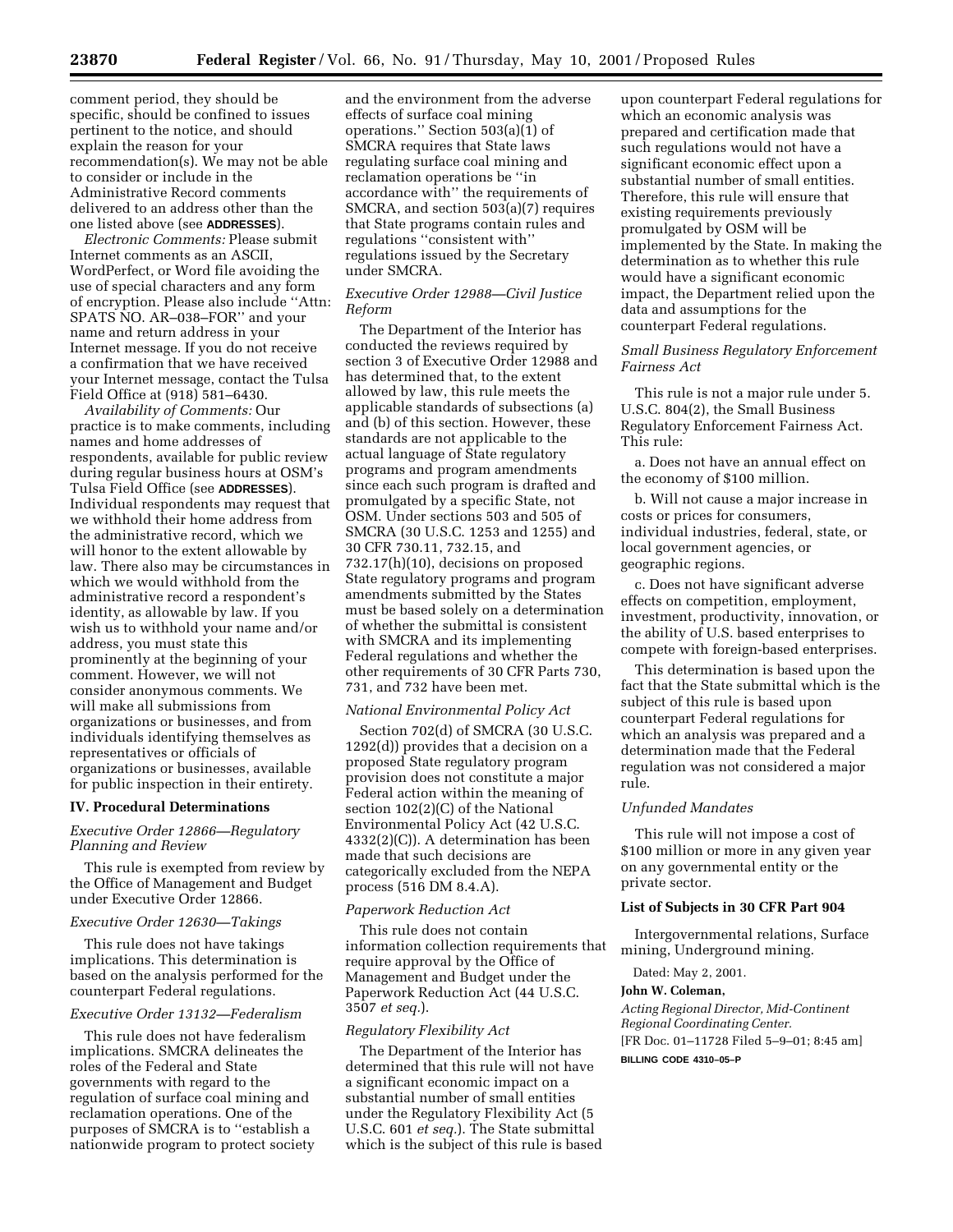comment period, they should be specific, should be confined to issues pertinent to the notice, and should explain the reason for your recommendation(s). We may not be able to consider or include in the Administrative Record comments delivered to an address other than the one listed above (see **ADDRESSES**).

*Electronic Comments:* Please submit Internet comments as an ASCII, WordPerfect, or Word file avoiding the use of special characters and any form of encryption. Please also include ''Attn: SPATS NO. AR–038–FOR'' and your name and return address in your Internet message. If you do not receive a confirmation that we have received your Internet message, contact the Tulsa Field Office at (918) 581–6430.

*Availability of Comments:* Our practice is to make comments, including names and home addresses of respondents, available for public review during regular business hours at OSM's Tulsa Field Office (see **ADDRESSES**). Individual respondents may request that we withhold their home address from the administrative record, which we will honor to the extent allowable by law. There also may be circumstances in which we would withhold from the administrative record a respondent's identity, as allowable by law. If you wish us to withhold your name and/or address, you must state this prominently at the beginning of your comment. However, we will not consider anonymous comments. We will make all submissions from organizations or businesses, and from individuals identifying themselves as representatives or officials of organizations or businesses, available for public inspection in their entirety.

## IV. Procedural Determinations

### *Executive Order 12866—Regulatory Planning and Review*

This rule is exempted from review by the Office of Management and Budget under Executive Order 12866.

### *Executive Order 12630—Takings*

This rule does not have takings implications. This determination is based on the analysis performed for the counterpart Federal regulations.

### *Executive Order 13132—Federalism*

This rule does not have federalism implications. SMCRA delineates the roles of the Federal and State governments with regard to the regulation of surface coal mining and reclamation operations. One of the purposes of SMCRA is to ''establish a nationwide program to protect society and the environment from the adverse effects of surface coal mining operations.'' Section 503(a)(1) of SMCRA requires that State laws regulating surface coal mining and reclamation operations be ''in accordance with'' the requirements of SMCRA, and section 503(a)(7) requires that State programs contain rules and regulations ''consistent with'' regulations issued by the Secretary under SMCRA.

### *Executive Order 12988—Civil Justice Reform*

The Department of the Interior has conducted the reviews required by section 3 of Executive Order 12988 and has determined that, to the extent allowed by law, this rule meets the applicable standards of subsections (a) and (b) of this section. However, these standards are not applicable to the actual language of State regulatory programs and program amendments since each such program is drafted and promulgated by a specific State, not OSM. Under sections 503 and 505 of SMCRA (30 U.S.C. 1253 and 1255) and 30 CFR 730.11, 732.15, and 732.17(h)(10), decisions on proposed State regulatory programs and program amendments submitted by the States must be based solely on a determination of whether the submittal is consistent with SMCRA and its implementing Federal regulations and whether the other requirements of 30 CFR Parts 730, 731, and 732 have been met.

### *National Environmental Policy Act*

Section 702(d) of SMCRA (30 U.S.C. 1292(d)) provides that a decision on a proposed State regulatory program provision does not constitute a major Federal action within the meaning of section 102(2)(C) of the National Environmental Policy Act (42 U.S.C. 4332(2)(C)). A determination has been made that such decisions are categorically excluded from the NEPA process (516 DM 8.4.A).

### *Paperwork Reduction Act*

This rule does not contain information collection requirements that require approval by the Office of Management and Budget under the Paperwork Reduction Act (44 U.S.C. 3507 *et seq.*).

### *Regulatory Flexibility Act*

The Department of the Interior has determined that this rule will not have a significant economic impact on a substantial number of small entities under the Regulatory Flexibility Act (5 U.S.C. 601 *et seq.*). The State submittal which is the subject of this rule is based upon counterpart Federal regulations for which an economic analysis was prepared and certification made that such regulations would not have a significant economic effect upon a substantial number of small entities. Therefore, this rule will ensure that existing requirements previously promulgated by OSM will be implemented by the State. In making the determination as to whether this rule would have a significant economic impact, the Department relied upon the data and assumptions for the counterpart Federal regulations.

### *Small Business Regulatory Enforcement Fairness Act*

This rule is not a major rule under 5. U.S.C. 804(2), the Small Business Regulatory Enforcement Fairness Act. This rule:

a. Does not have an annual effect on the economy of $100 million.

b. Will not cause a major increase in costs or prices for consumers, individual industries, federal, state, or local government agencies, or geographic regions.

c. Does not have significant adverse effects on competition, employment, investment, productivity, innovation, or the ability of U.S. based enterprises to compete with foreign-based enterprises.

This determination is based upon the fact that the State submittal which is the subject of this rule is based upon counterpart Federal regulations for which an analysis was prepared and a determination made that the Federal regulation was not considered a major rule.

### *Unfunded Mandates*

This rule will not impose a cost of $100 million or more in any given year on any governmental entity or the private sector.

## List of Subjects in 30 CFR Part 904

Intergovernmental relations, Surface mining, Underground mining.

Dated: May 2, 2001.

**John W. Coleman,**

*Acting Regional Director, Mid-Continent Regional Coordinating Center.*

[FR Doc. 01–11728 Filed 5–9–01; 8:45 am]

**BILLING CODE 4310–05–P**